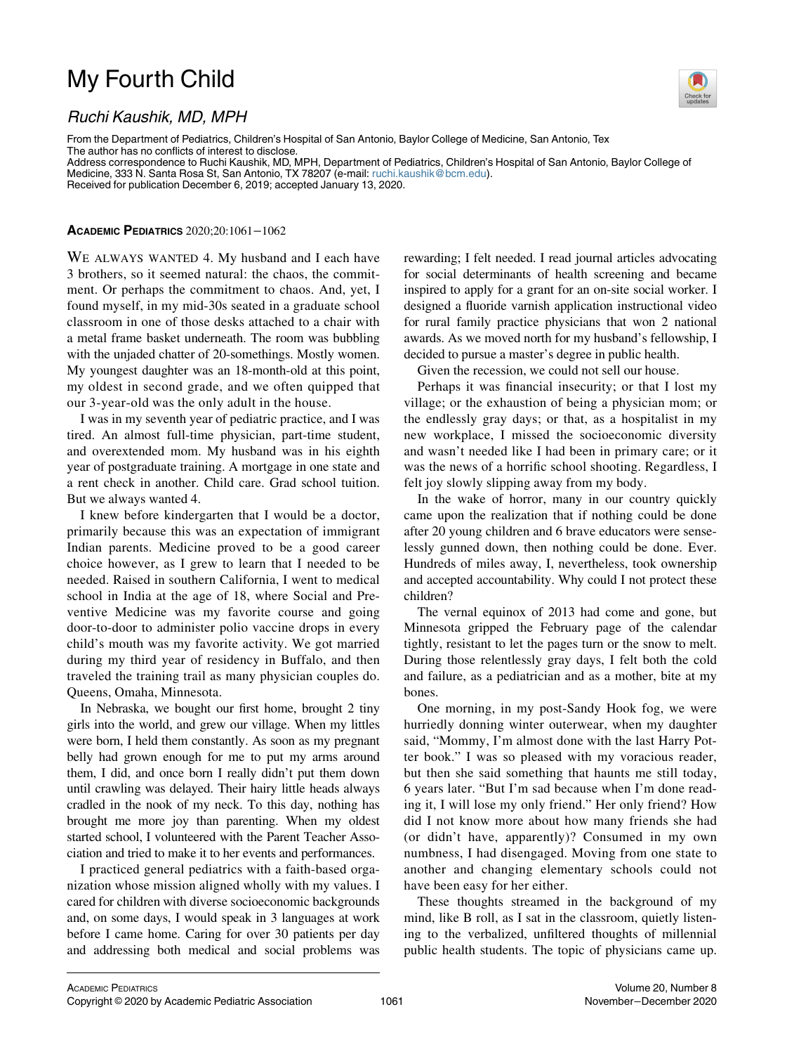# My Fourth Child

*Ruchi Kaushik, MD, MPH*

From the Department of Pediatrics, Children's Hospital of San Antonio, Baylor College of Medicine, San Antonio, Tex
The author has no conflicts of interest to disclose.
Address correspondence to Ruchi Kaushik, MD, MPH, Department of Pediatrics, Children's Hospital of San Antonio, Baylor College of Medicine, 333 N. Santa Rosa St, San Antonio, TX 78207 (e-mail: ruchi.kaushik@bcm.edu).
Received for publication December 6, 2019; accepted January 13, 2020.

**ACADEMIC PEDIATRICS** 2020;20:1061–1062

WE ALWAYS WANTED 4. My husband and I each have 3 brothers, so it seemed natural: the chaos, the commitment. Or perhaps the commitment to chaos. And, yet, I found myself, in my mid-30s seated in a graduate school classroom in one of those desks attached to a chair with a metal frame basket underneath. The room was bubbling with the unjaded chatter of 20-somethings. Mostly women. My youngest daughter was an 18-month-old at this point, my oldest in second grade, and we often quipped that our 3-year-old was the only adult in the house.

I was in my seventh year of pediatric practice, and I was tired. An almost full-time physician, part-time student, and overextended mom. My husband was in his eighth year of postgraduate training. A mortgage in one state and a rent check in another. Child care. Grad school tuition. But we always wanted 4.

I knew before kindergarten that I would be a doctor, primarily because this was an expectation of immigrant Indian parents. Medicine proved to be a good career choice however, as I grew to learn that I needed to be needed. Raised in southern California, I went to medical school in India at the age of 18, where Social and Preventive Medicine was my favorite course and going door-to-door to administer polio vaccine drops in every child's mouth was my favorite activity. We got married during my third year of residency in Buffalo, and then traveled the training trail as many physician couples do. Queens, Omaha, Minnesota.

In Nebraska, we bought our first home, brought 2 tiny girls into the world, and grew our village. When my littles were born, I held them constantly. As soon as my pregnant belly had grown enough for me to put my arms around them, I did, and once born I really didn't put them down until crawling was delayed. Their hairy little heads always cradled in the nook of my neck. To this day, nothing has brought me more joy than parenting. When my oldest started school, I volunteered with the Parent Teacher Association and tried to make it to her events and performances.

I practiced general pediatrics with a faith-based organization whose mission aligned wholly with my values. I cared for children with diverse socioeconomic backgrounds and, on some days, I would speak in 3 languages at work before I came home. Caring for over 30 patients per day and addressing both medical and social problems was rewarding; I felt needed. I read journal articles advocating for social determinants of health screening and became inspired to apply for a grant for an on-site social worker. I designed a fluoride varnish application instructional video for rural family practice physicians that won 2 national awards. As we moved north for my husband's fellowship, I decided to pursue a master's degree in public health.

Given the recession, we could not sell our house.

Perhaps it was financial insecurity; or that I lost my village; or the exhaustion of being a physician mom; or the endlessly gray days; or that, as a hospitalist in my new workplace, I missed the socioeconomic diversity and wasn't needed like I had been in primary care; or it was the news of a horrific school shooting. Regardless, I felt joy slowly slipping away from my body.

In the wake of horror, many in our country quickly came upon the realization that if nothing could be done after 20 young children and 6 brave educators were senselessly gunned down, then nothing could be done. Ever. Hundreds of miles away, I, nevertheless, took ownership and accepted accountability. Why could I not protect these children?

The vernal equinox of 2013 had come and gone, but Minnesota gripped the February page of the calendar tightly, resistant to let the pages turn or the snow to melt. During those relentlessly gray days, I felt both the cold and failure, as a pediatrician and as a mother, bite at my bones.

One morning, in my post-Sandy Hook fog, we were hurriedly donning winter outerwear, when my daughter said, "Mommy, I'm almost done with the last Harry Potter book." I was so pleased with my voracious reader, but then she said something that haunts me still today, 6 years later. "But I'm sad because when I'm done reading it, I will lose my only friend." Her only friend? How did I not know more about how many friends she had (or didn't have, apparently)? Consumed in my own numbness, I had disengaged. Moving from one state to another and changing elementary schools could not have been easy for her either.

These thoughts streamed in the background of my mind, like B roll, as I sat in the classroom, quietly listening to the verbalized, unfiltered thoughts of millennial public health students. The topic of physicians came up.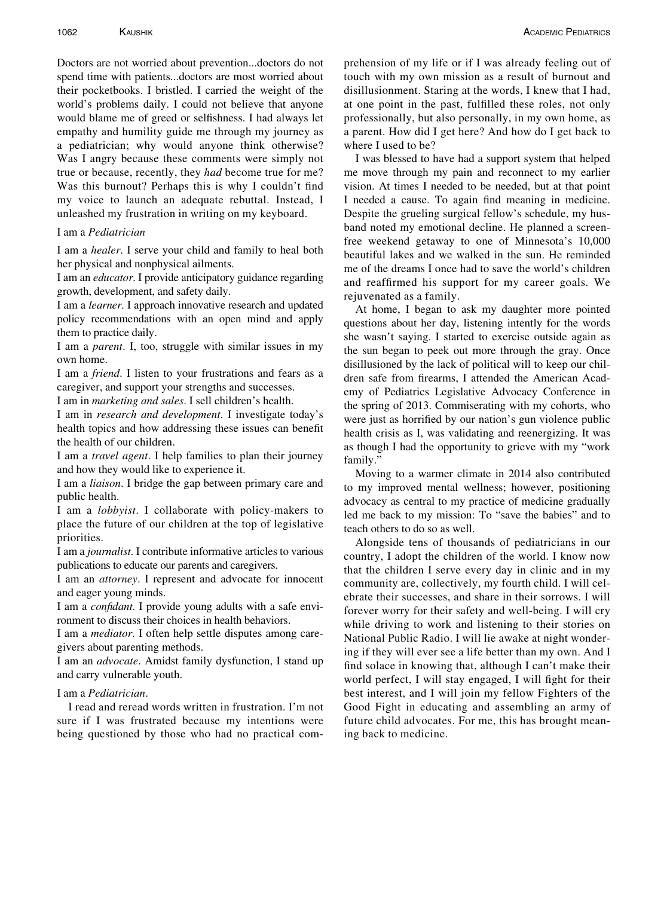Doctors are not worried about prevention...doctors do not spend time with patients...doctors are most worried about their pocketbooks. I bristled. I carried the weight of the world's problems daily. I could not believe that anyone would blame me of greed or selfishness. I had always let empathy and humility guide me through my journey as a pediatrician; why would anyone think otherwise? Was I angry because these comments were simply not true or because, recently, they *had* become true for me? Was this burnout? Perhaps this is why I couldn't find my voice to launch an adequate rebuttal. Instead, I unleashed my frustration in writing on my keyboard.

I am a *Pediatrician*

I am a *healer*. I serve your child and family to heal both her physical and nonphysical ailments.

I am an *educator*. I provide anticipatory guidance regarding growth, development, and safety daily.

I am a *learner*. I approach innovative research and updated policy recommendations with an open mind and apply them to practice daily.

I am a *parent*. I, too, struggle with similar issues in my own home.

I am a *friend*. I listen to your frustrations and fears as a caregiver, and support your strengths and successes.

I am in *marketing and sales*. I sell children's health.

I am in *research and development*. I investigate today's health topics and how addressing these issues can benefit the health of our children.

I am a *travel agent*. I help families to plan their journey and how they would like to experience it.

I am a *liaison*. I bridge the gap between primary care and public health.

I am a *lobbyist*. I collaborate with policy-makers to place the future of our children at the top of legislative priorities.

I am a *journalist*. I contribute informative articles to various publications to educate our parents and caregivers.

I am an *attorney*. I represent and advocate for innocent and eager young minds.

I am a *confidant*. I provide young adults with a safe environment to discuss their choices in health behaviors.

I am a *mediator*. I often help settle disputes among caregivers about parenting methods.

I am an *advocate*. Amidst family dysfunction, I stand up and carry vulnerable youth.

I am a *Pediatrician*.

I read and reread words written in frustration. I'm not sure if I was frustrated because my intentions were being questioned by those who had no practical comprehension of my life or if I was already feeling out of touch with my own mission as a result of burnout and disillusionment. Staring at the words, I knew that I had, at one point in the past, fulfilled these roles, not only professionally, but also personally, in my own home, as a parent. How did I get here? And how do I get back to where I used to be?

I was blessed to have had a support system that helped me move through my pain and reconnect to my earlier vision. At times I needed to be needed, but at that point I needed a cause. To again find meaning in medicine. Despite the grueling surgical fellow's schedule, my husband noted my emotional decline. He planned a screen-free weekend getaway to one of Minnesota's 10,000 beautiful lakes and we walked in the sun. He reminded me of the dreams I once had to save the world's children and reaffirmed his support for my career goals. We rejuvenated as a family.

At home, I began to ask my daughter more pointed questions about her day, listening intently for the words she wasn't saying. I started to exercise outside again as the sun began to peek out more through the gray. Once disillusioned by the lack of political will to keep our children safe from firearms, I attended the American Academy of Pediatrics Legislative Advocacy Conference in the spring of 2013. Commiserating with my cohorts, who were just as horrified by our nation's gun violence public health crisis as I, was validating and reenergizing. It was as though I had the opportunity to grieve with my "work family."

Moving to a warmer climate in 2014 also contributed to my improved mental wellness; however, positioning advocacy as central to my practice of medicine gradually led me back to my mission: To "save the babies" and to teach others to do so as well.

Alongside tens of thousands of pediatricians in our country, I adopt the children of the world. I know now that the children I serve every day in clinic and in my community are, collectively, my fourth child. I will celebrate their successes, and share in their sorrows. I will forever worry for their safety and well-being. I will cry while driving to work and listening to their stories on National Public Radio. I will lie awake at night wondering if they will ever see a life better than my own. And I find solace in knowing that, although I can't make their world perfect, I will stay engaged, I will fight for their best interest, and I will join my fellow Fighters of the Good Fight in educating and assembling an army of future child advocates. For me, this has brought meaning back to medicine.